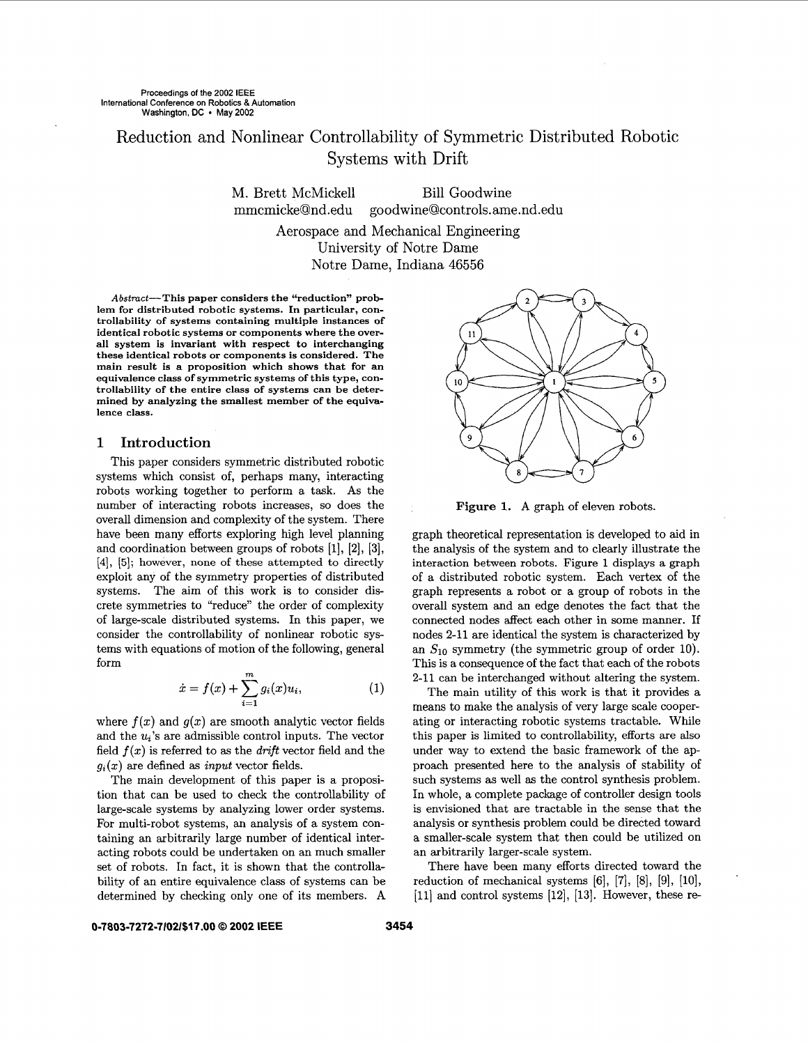Proceedings of the 2002 IEEE
International Conference on Robotics & Automation
Washington, DC • May 2002

# Reduction and Nonlinear Controllability of Symmetric Distributed Robotic Systems with Drift

M. Brett McMickell
mmcmicke@nd.edu

Bill Goodwine
goodwine@controls.ame.nd.edu

Aerospace and Mechanical Engineering
University of Notre Dame
Notre Dame, Indiana 46556

*Abstract*— **This paper considers the "reduction" problem for distributed robotic systems. In particular, controllability of systems containing multiple instances of identical robotic systems or components where the overall system is invariant with respect to interchanging these identical robots or components is considered. The main result is a proposition which shows that for an equivalence class of symmetric systems of this type, controllability of the entire class of systems can be determined by analyzing the smallest member of the equivalence class.**

## 1 Introduction

This paper considers symmetric distributed robotic systems which consist of, perhaps many, interacting robots working together to perform a task. As the number of interacting robots increases, so does the overall dimension and complexity of the system. There have been many efforts exploring high level planning and coordination between groups of robots [1], [2], [3], [4], [5]; however, none of these attempted to directly exploit any of the symmetry properties of distributed systems. The aim of this work is to consider discrete symmetries to "reduce" the order of complexity of large-scale distributed systems. In this paper, we consider the controllability of nonlinear robotic systems with equations of motion of the following, general form

$$\dot{x} = f(x) + \sum_{i=1}^{m} g_i(x)u_i, \tag{1}$$

where $f(x)$ and $g(x)$ are smooth analytic vector fields and the $u_i$'s are admissible control inputs. The vector field $f(x)$ is referred to as the *drift* vector field and the $g_i(x)$ are defined as *input* vector fields.

The main development of this paper is a proposition that can be used to check the controllability of large-scale systems by analyzing lower order systems. For multi-robot systems, an analysis of a system containing an arbitrarily large number of identical interacting robots could be undertaken on an much smaller set of robots. In fact, it is shown that the controllability of an entire equivalence class of systems can be determined by checking only one of its members. A graph theoretical representation is developed to aid in the analysis of the system and to clearly illustrate the interaction between robots. Figure 1 displays a graph of a distributed robotic system. Each vertex of the graph represents a robot or a group of robots in the overall system and an edge denotes the fact that the connected nodes affect each other in some manner. If nodes 2-11 are identical the system is characterized by an $S_{10}$ symmetry (the symmetric group of order 10). This is a consequence of the fact that each of the robots 2-11 can be interchanged without altering the system.

**Figure 1.** A graph of eleven robots.

The main utility of this work is that it provides a means to make the analysis of very large scale cooperating or interacting robotic systems tractable. While this paper is limited to controllability, efforts are also under way to extend the basic framework of the approach presented here to the analysis of stability of such systems as well as the control synthesis problem. In whole, a complete package of controller design tools is envisioned that are tractable in the sense that the analysis or synthesis problem could be directed toward a smaller-scale system that then could be utilized on an arbitrarily larger-scale system.

There have been many efforts directed toward the reduction of mechanical systems [6], [7], [8], [9], [10], [11] and control systems [12], [13]. However, these re-

0-7803-7272-7/02/$17.00 © 2002 IEEE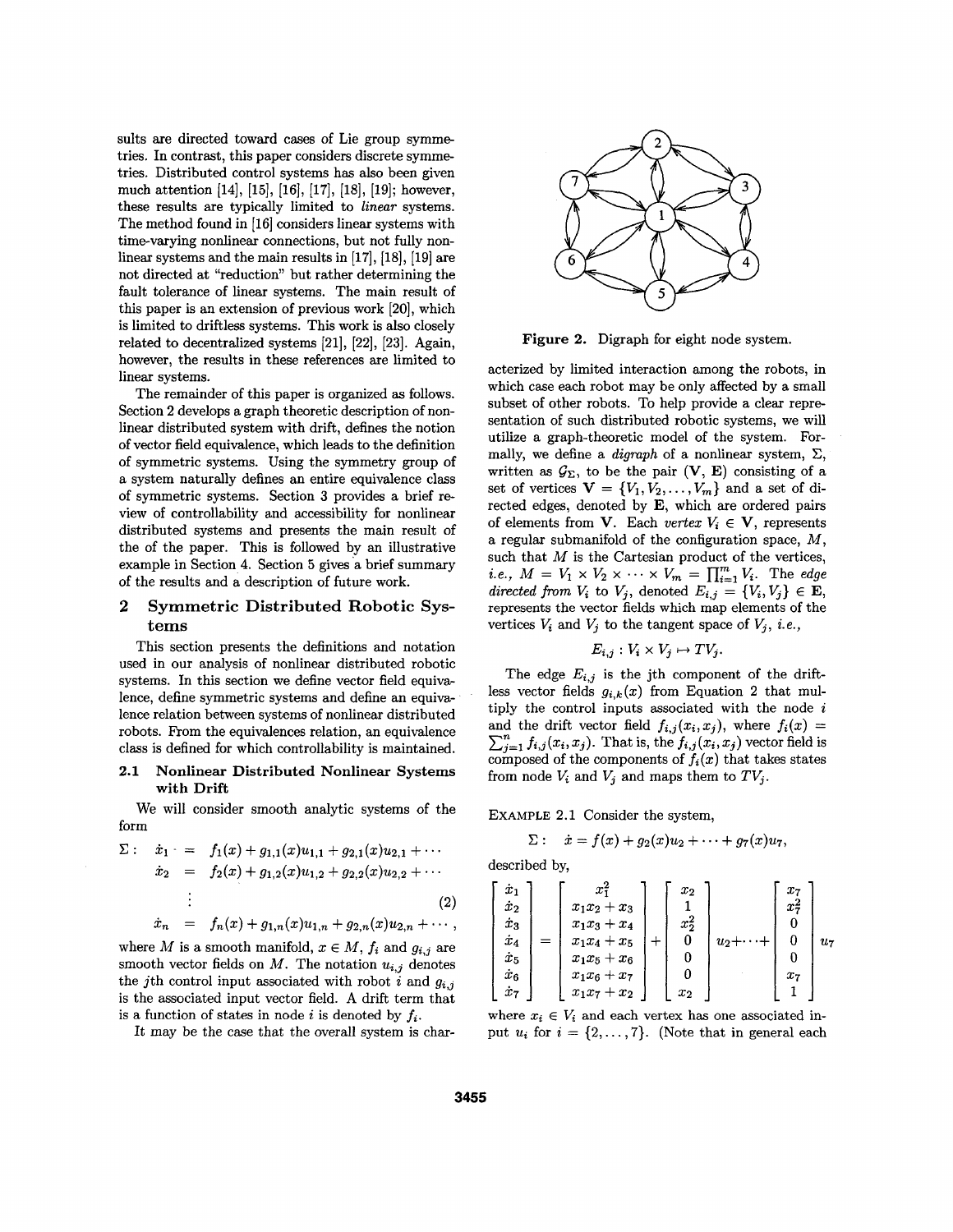sults are directed toward cases of Lie group symmetries. In contrast, this paper considers discrete symmetries. Distributed control systems has also been given much attention [14], [15], [16], [17], [18], [19]; however, these results are typically limited to *linear* systems. The method found in [16] considers linear systems with time-varying nonlinear connections, but not fully nonlinear systems and the main results in [17], [18], [19] are not directed at "reduction" but rather determining the fault tolerance of linear systems. The main result of this paper is an extension of previous work [20], which is limited to driftless systems. This work is also closely related to decentralized systems [21], [22], [23]. Again, however, the results in these references are limited to linear systems.

The remainder of this paper is organized as follows. Section 2 develops a graph theoretic description of nonlinear distributed system with drift, defines the notion of vector field equivalence, which leads to the definition of symmetric systems. Using the symmetry group of a system naturally defines an entire equivalence class of symmetric systems. Section 3 provides a brief review of controllability and accessibility for nonlinear distributed systems and presents the main result of the of the paper. This is followed by an illustrative example in Section 4. Section 5 gives a brief summary of the results and a description of future work.

## 2 Symmetric Distributed Robotic Systems

This section presents the definitions and notation used in our analysis of nonlinear distributed robotic systems. In this section we define vector field equivalence, define symmetric systems and define an equivalence relation between systems of nonlinear distributed robots. From the equivalences relation, an equivalence class is defined for which controllability is maintained.

### 2.1 Nonlinear Distributed Nonlinear Systems with Drift

We will consider smooth analytic systems of the form

$$
\Sigma: \quad \begin{aligned}
\dot{x}_1 &= f_1(x) + g_{1,1}(x)u_{1,1} + g_{2,1}(x)u_{2,1} + \cdots \\
\dot{x}_2 &= f_2(x) + g_{1,2}(x)u_{1,2} + g_{2,2}(x)u_{2,2} + \cdots \\
&\vdots \\
\dot{x}_n &= f_n(x) + g_{1,n}(x)u_{1,n} + g_{2,n}(x)u_{2,n} + \cdots,
\end{aligned} \tag{2}
$$

where $M$ is a smooth manifold, $x \in M$, $f_i$ and $g_{i,j}$ are smooth vector fields on $M$. The notation $u_{i,j}$ denotes the $j$th control input associated with robot $i$ and $g_{i,j}$ is the associated input vector field. A drift term that is a function of states in node $i$ is denoted by $f_i$.

It may be the case that the overall system is characterized by limited interaction among the robots, in which case each robot may be only affected by a small subset of other robots. To help provide a clear representation of such distributed robotic systems, we will utilize a graph-theoretic model of the system. Formally, we define a *digraph* of a nonlinear system, $\Sigma$, written as $\mathcal{G}_\Sigma$, to be the pair $(\mathbf{V}, \mathbf{E})$ consisting of a set of vertices $\mathbf{V} = \{V_1, V_2, \ldots, V_m\}$ and a set of directed edges, denoted by $\mathbf{E}$, which are ordered pairs of elements from $\mathbf{V}$. Each *vertex* $V_i \in \mathbf{V}$, represents a regular submanifold of the configuration space, $M$, such that $M$ is the Cartesian product of the vertices, *i.e.*, $M = V_1 \times V_2 \times \cdots \times V_m = \prod_{i=1}^{m} V_i$. The *edge directed from* $V_i$ to $V_j$, denoted $E_{i,j} = \{V_i, V_j\} \in \mathbf{E}$, represents the vector fields which map elements of the vertices $V_i$ and $V_j$ to the tangent space of $V_j$, *i.e.*,

$$E_{i,j} : V_i \times V_j \mapsto TV_j.$$

The edge $E_{i,j}$ is the jth component of the driftless vector fields $g_{i,k}(x)$ from Equation 2 that multiply the control inputs associated with the node $i$ and the drift vector field $f_{i,j}(x_i, x_j)$, where $f_i(x) = \sum_{j=1}^{n} f_{i,j}(x_i, x_j)$. That is, the $f_{i,j}(x_i, x_j)$ vector field is composed of the components of $f_i(x)$ that takes states from node $V_i$ and $V_j$ and maps them to $TV_j$.

Figure 2. Digraph for eight node system.

EXAMPLE 2.1 Consider the system,

$$\Sigma: \quad \dot{x} = f(x) + g_2(x)u_2 + \cdots + g_7(x)u_7,$$

described by,

$$
\begin{bmatrix} \dot{x}_1 \\ \dot{x}_2 \\ \dot{x}_3 \\ \dot{x}_4 \\ \dot{x}_5 \\ \dot{x}_6 \\ \dot{x}_7 \end{bmatrix} = \begin{bmatrix} x_1^2 \\ x_1x_2 + x_3 \\ x_1x_3 + x_4 \\ x_1x_4 + x_5 \\ x_1x_5 + x_6 \\ x_1x_6 + x_7 \\ x_1x_7 + x_2 \end{bmatrix} + \begin{bmatrix} x_2 \\ 1 \\ x_2^2 \\ 0 \\ 0 \\ 0 \\ x_2 \end{bmatrix} u_2 + \cdots + \begin{bmatrix} x_7 \\ x_7^2 \\ 0 \\ 0 \\ 0 \\ x_7 \\ 1 \end{bmatrix} u_7
$$

where $x_i \in V_i$ and each vertex has one associated input $u_i$ for $i = \{2, \ldots, 7\}$. (Note that in general each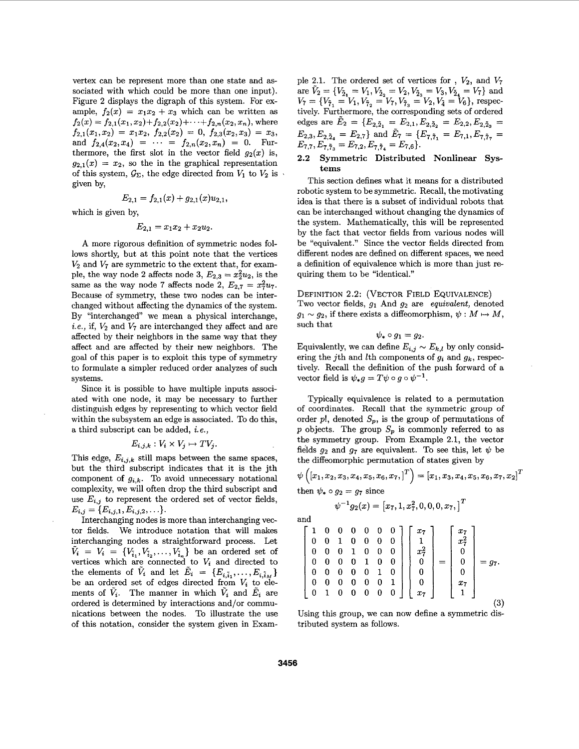vertex can be represent more than one state and associated with which could be more than one input). Figure 2 displays the digraph of this system. For example, $f_2(x) = x_1x_2 + x_3$ which can be written as $f_2(x) = f_{2,1}(x_1,x_2)+f_{2,2}(x_2)+\cdots+f_{2,n}(x_2,x_n)$, where $f_{2,1}(x_1,x_2) = x_1x_2$, $f_{2,2}(x_2) = 0$, $f_{2,3}(x_2,x_3) = x_3$, and $f_{2,4}(x_2,x_4) = \cdots = f_{2,n}(x_2,x_n) = 0$. Furthermore, the first slot in the vector field $g_2(x)$ is, $g_{2,1}(x) = x_2$, so the in the graphical representation of this system, $\mathcal{G}_\Sigma$, the edge directed from $V_1$ to $V_2$ is given by,

$$E_{2,1} = f_{2,1}(x) + g_{2,1}(x)u_{2,1},$$

which is given by,

$$E_{2,1} = x_1x_2 + x_2u_2.$$

A more rigorous definition of symmetric nodes follows shortly, but at this point note that the vertices $V_2$ and $V_7$ are symmetric to the extent that, for example, the way node 2 affects node 3, $E_{2,3} = x_2^2u_2$, is the same as the way node 7 affects node 2, $E_{2,7} = x_7^2u_7$. Because of symmetry, these two nodes can be interchanged without affecting the dynamics of the system. By "interchanged" we mean a physical interchange, *i.e.*, if, $V_2$ and $V_7$ are interchanged they affect and are affected by their neighbors in the same way that they affect and are affected by their new neighbors. The goal of this paper is to exploit this type of symmetry to formulate a simpler reduced order analyzes of such systems.

Since it is possible to have multiple inputs associated with one node, it may be necessary to further distinguish edges by representing to which vector field within the subsystem an edge is associated. To do this, a third subscript can be added, *i.e.*,

$$E_{i,j,k} : V_i \times V_j \mapsto TV_j.$$

This edge, $E_{i,j,k}$ still maps between the same spaces, but the third subscript indicates that it is the jth component of $g_{i,k}$. To avoid unnecessary notational complexity, we will often drop the third subscript and use $E_{i,j}$ to represent the ordered set of vector fields, $E_{i,j} = \{E_{i,j,1}, E_{i,j,2}, \ldots\}$.

Interchanging nodes is more than interchanging vector fields. We introduce notation that will makes interchanging nodes a straightforward process. Let $\tilde{V}_i = V_i = \{V_{\tilde{i}_1}, V_{\tilde{i}_2}, \ldots, V_{\tilde{i}_n}\}$ be an ordered set of vertices which are connected to $V_i$ and directed to the elements of $\tilde{V}_i$ and let $\tilde{E}_i = \{E_{i,\tilde{i}_1}, \ldots, E_{i,\tilde{i}_M}\}$ be an ordered set of edges directed from $V_i$ to elements of $\tilde{V}_i$. The manner in which $\tilde{V}_i$ and $\tilde{E}_i$ are ordered is determined by interactions and/or communications between the nodes. To illustrate the use of this notation, consider the system given in Example 2.1. The ordered set of vertices for , $V_2$, and $V_7$ are $\tilde{V}_2 = \{V_{\tilde{2}_1} = V_1, V_{\tilde{2}_2} = V_2, V_{\tilde{2}_3} = V_3, V_{\tilde{2}_4} = V_7\}$ and $V_7 = \{V_{\tilde{7}_1} = V_1, V_{\tilde{7}_2} = V_7, V_{\tilde{7}_3} = V_2, V_{\tilde{4}} = V_6\}$, respectively. Furthermore, the corresponding sets of ordered edges are $\tilde{E}_2 = \{E_{2,\tilde{2}_1} = E_{2,1}, E_{2,\tilde{2}_2} = E_{2,2}, E_{2,\tilde{2}_3} = E_{2,3}, E_{2,\tilde{2}_4} = E_{2,7}\}$ and $\tilde{E}_7 = \{E_{7,\tilde{7}_1} = E_{7,1}, E_{7,\tilde{7}_7} = E_{7,7}, E_{7,\tilde{7}_3} = E_{7,2}, E_{7,\tilde{7}_4} = E_{7,6}\}$.

## 2.2 Symmetric Distributed Nonlinear Systems

This section defines what it means for a distributed robotic system to be symmetric. Recall, the motivating idea is that there is a subset of individual robots that can be interchanged without changing the dynamics of the system. Mathematically, this will be represented by the fact that vector fields from various nodes will be "equivalent." Since the vector fields directed from different nodes are defined on different spaces, we need a definition of equivalence which is more than just requiring them to be "identical."

DEFINITION 2.2: (VECTOR FIELD EQUIVALENCE) Two vector fields, $g_1$ And $g_2$ are *equivalent*, denoted $g_1 \sim g_2$, if there exists a diffeomorphism, $\psi : M \mapsto M$, such that

$$\psi_* \circ g_1 = g_2.$$

Equivalently, we can define $E_{i,j} \sim E_{k,l}$ by only considering the $j$th and $l$th components of $g_i$ and $g_k$, respectively. Recall the definition of the push forward of a vector field is $\psi_* g = T\psi \circ g \circ \psi^{-1}$.

Typically equivalence is related to a permutation of coordinates. Recall that the symmetric group of order $p!$, denoted $S_p$, is the group of permutations of $p$ objects. The group $S_p$ is commonly referred to as the symmetry group. From Example 2.1, the vector fields $g_2$ and $g_7$ are equivalent. To see this, let $\psi$ be the diffeomorphic permutation of states given by

$$\psi\left([x_1, x_2, x_3, x_4, x_5, x_6, x_7,]^T\right) = [x_1, x_3, x_4, x_5, x_6, x_7, x_2]^T$$

then $\psi_* \circ g_2 = g_7$ since

$$\psi^{-1}g_2(x) = \left[x_7, 1, x_7^2, 0, 0, 0, x_7,\right]^T$$

and

$$\begin{bmatrix} 1 & 0 & 0 & 0 & 0 & 0 & 0 \\ 0 & 0 & 1 & 0 & 0 & 0 & 0 \\ 0 & 0 & 0 & 1 & 0 & 0 & 0 \\ 0 & 0 & 0 & 0 & 1 & 0 & 0 \\ 0 & 0 & 0 & 0 & 0 & 1 & 0 \\ 0 & 0 & 0 & 0 & 0 & 0 & 1 \\ 0 & 1 & 0 & 0 & 0 & 0 & 0 \end{bmatrix} \begin{bmatrix} x_7 \\ 1 \\ x_7^2 \\ 0 \\ 0 \\ 0 \\ x_7 \end{bmatrix} = \begin{bmatrix} x_7 \\ x_7^2 \\ 0 \\ 0 \\ 0 \\ x_7 \\ 1 \end{bmatrix} = g_7. \tag{3}$$

Using this group, we can now define a symmetric distributed system as follows.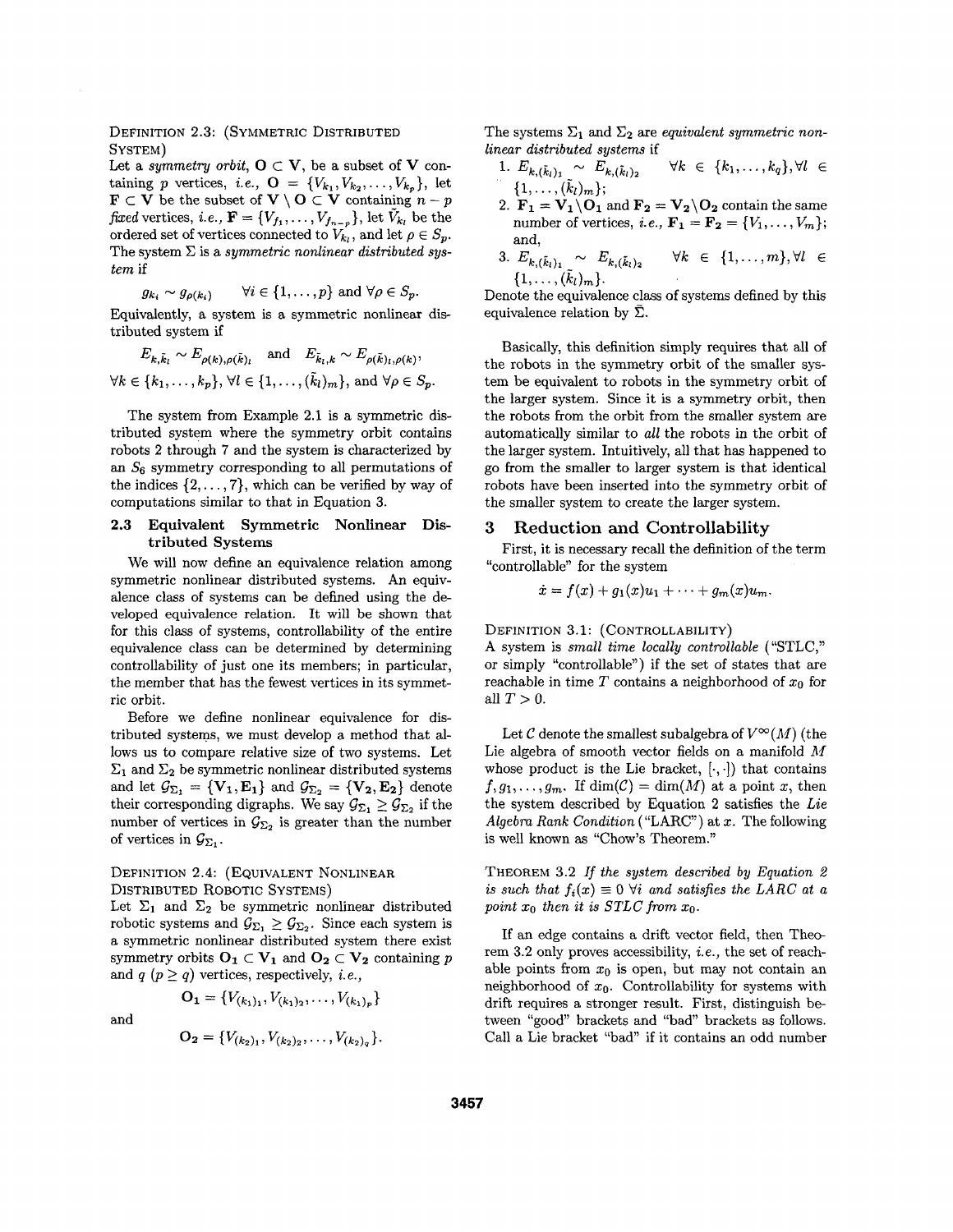DEFINITION 2.3: (SYMMETRIC DISTRIBUTED SYSTEM)

Let a *symmetry orbit*, $\mathbf{O} \subset \mathbf{V}$, be a subset of $\mathbf{V}$ containing $p$ vertices, *i.e.*, $\mathbf{O} = \{V_{k_1}, V_{k_2}, \ldots, V_{k_p}\}$, let $\mathbf{F} \subset \mathbf{V}$ be the subset of $\mathbf{V} \setminus \mathbf{O} \subset \mathbf{V}$ containing $n-p$ *fixed* vertices, *i.e.*, $\mathbf{F} = \{V_{f_1}, \ldots, V_{f_{n-p}}\}$, let $\tilde{V}_{k_l}$ be the ordered set of vertices connected to $V_{k_l}$, and let $\rho \in S_p$. The system $\Sigma$ is a *symmetric nonlinear distributed system* if

$$g_{k_i} \sim g_{\rho(k_i)} \qquad \forall i \in \{1, \ldots, p\} \text{ and } \forall \rho \in S_p.$$

Equivalently, a system is a symmetric nonlinear distributed system if

$$E_{k,\tilde{k}_l} \sim E_{\rho(k),\rho(\tilde{k})_l} \quad \text{and} \quad E_{\tilde{k}_l,k} \sim E_{\rho(\tilde{k})_l,\rho(k)},$$

$\forall k \in \{k_1, \ldots, k_p\}$, $\forall l \in \{1, \ldots, (\tilde{k}_l)_m\}$, and $\forall \rho \in S_p$.

The system from Example 2.1 is a symmetric distributed system where the symmetry orbit contains robots 2 through 7 and the system is characterized by an $S_6$ symmetry corresponding to all permutations of the indices $\{2, \ldots, 7\}$, which can be verified by way of computations similar to that in Equation 3.

## 2.3 Equivalent Symmetric Nonlinear Distributed Systems

We will now define an equivalence relation among symmetric nonlinear distributed systems. An equivalence class of systems can be defined using the developed equivalence relation. It will be shown that for this class of systems, controllability of the entire equivalence class can be determined by determining controllability of just one its members; in particular, the member that has the fewest vertices in its symmetric orbit.

Before we define nonlinear equivalence for distributed systems, we must develop a method that allows us to compare relative size of two systems. Let $\Sigma_1$ and $\Sigma_2$ be symmetric nonlinear distributed systems and let $\mathcal{G}_{\Sigma_1} = \{\mathbf{V_1}, \mathbf{E_1}\}$ and $\mathcal{G}_{\Sigma_2} = \{\mathbf{V_2}, \mathbf{E_2}\}$ denote their corresponding digraphs. We say $\mathcal{G}_{\Sigma_1} \geq \mathcal{G}_{\Sigma_2}$ if the number of vertices in $\mathcal{G}_{\Sigma_2}$ is greater than the number of vertices in $\mathcal{G}_{\Sigma_1}$.

DEFINITION 2.4: (EQUIVALENT NONLINEAR DISTRIBUTED ROBOTIC SYSTEMS)

Let $\Sigma_1$ and $\Sigma_2$ be symmetric nonlinear distributed robotic systems and $\mathcal{G}_{\Sigma_1} \geq \mathcal{G}_{\Sigma_2}$. Since each system is a symmetric nonlinear distributed system there exist symmetry orbits $\mathbf{O_1} \subset \mathbf{V_1}$ and $\mathbf{O_2} \subset \mathbf{V_2}$ containing $p$ and $q$ ($p \geq q$) vertices, respectively, *i.e.*,

$$\mathbf{O_1} = \{V_{(k_1)_1}, V_{(k_1)_2}, \ldots, V_{(k_1)_p}\}$$

and

$$\mathbf{O_2} = \{V_{(k_2)_1}, V_{(k_2)_2}, \ldots, V_{(k_2)_q}\}.$$

The systems $\Sigma_1$ and $\Sigma_2$ are *equivalent symmetric nonlinear distributed systems* if

1. $E_{k,(\tilde{k}_l)_1} \sim E_{k,(\tilde{k}_l)_2} \quad \forall k \in \{k_1, \ldots, k_q\}, \forall l \in \{1, \ldots, (\tilde{k}_l)_m\}$;
2. $\mathbf{F_1} = \mathbf{V_1} \setminus \mathbf{O_1}$ and $\mathbf{F_2} = \mathbf{V_2} \setminus \mathbf{O_2}$ contain the same number of vertices, *i.e.*, $\mathbf{F_1} = \mathbf{F_2} = \{V_1, \ldots, V_m\}$; and,
3. $E_{k,(\tilde{k}_l)_1} \sim E_{k,(\tilde{k}_l)_2} \quad \forall k \in \{1, \ldots, m\}, \forall l \in \{1, \ldots, (\tilde{k}_l)_m\}$.

Denote the equivalence class of systems defined by this equivalence relation by $\bar{\Sigma}$.

Basically, this definition simply requires that all of the robots in the symmetry orbit of the smaller system be equivalent to robots in the symmetry orbit of the larger system. Since it is a symmetry orbit, then the robots from the orbit from the smaller system are automatically similar to *all* the robots in the orbit of the larger system. Intuitively, all that has happened to go from the smaller to larger system is that identical robots have been inserted into the symmetry orbit of the smaller system to create the larger system.

# 3 Reduction and Controllability

First, it is necessary recall the definition of the term "controllable" for the system

$$\dot{x} = f(x) + g_1(x)u_1 + \cdots + g_m(x)u_m.$$

DEFINITION 3.1: (CONTROLLABILITY)

A system is *small time locally controllable* ("STLC," or simply "controllable") if the set of states that are reachable in time $T$ contains a neighborhood of $x_0$ for all $T > 0$.

Let $\mathcal{C}$ denote the smallest subalgebra of $V^\infty(M)$ (the Lie algebra of smooth vector fields on a manifold $M$ whose product is the Lie bracket, $[\cdot,\cdot]$) that contains $f, g_1, \ldots, g_m$. If $\dim(\mathcal{C}) = \dim(M)$ at a point $x$, then the system described by Equation 2 satisfies the *Lie Algebra Rank Condition* ("LARC") at $x$. The following is well known as "Chow's Theorem."

THEOREM 3.2 *If the system described by Equation 2 is such that $f_i(x) \equiv 0 \; \forall i$ and satisfies the LARC at a point $x_0$ then it is STLC from $x_0$.*

If an edge contains a drift vector field, then Theorem 3.2 only proves accessibility, *i.e.*, the set of reachable points from $x_0$ is open, but may not contain an neighborhood of $x_0$. Controllability for systems with drift requires a stronger result. First, distinguish between "good" brackets and "bad" brackets as follows. Call a Lie bracket "bad" if it contains an odd number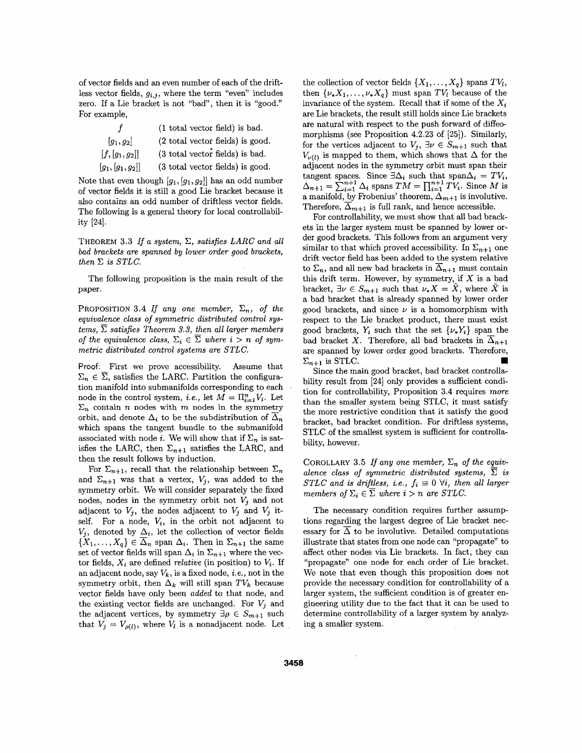of vector fields and an even number of each of the driftless vector fields, $g_{i,j}$, where the term "even" includes zero. If a Lie bracket is not "bad", then it is "good." For example,

| | |
|---|---|
| $f$ | (1 total vector field) is bad. |
| $[g_1, g_2]$ | (2 total vector fields) is good. |
| $[f, [g_1, g_2]]$ | (3 total vector fields) is bad. |
| $[g_1, [g_1, g_2]]$ | (3 total vector fields) is good. |

Note that even though $[g_1, [g_1, g_2]]$ has an odd number of vector fields it is still a good Lie bracket because it also contains an odd number of driftless vector fields. The following is a general theory for local controllability [24].

THEOREM 3.3 *If a system, $\Sigma$, satisfies LARC and all bad brackets are spanned by lower order good brackets, then $\Sigma$ is STLC.*

The following proposition is the main result of the paper.

PROPOSITION 3.4 *If any one member, $\Sigma_n$, of the equivalence class of symmetric distributed control systems, $\overline{\Sigma}$ satisfies Theorem 3.3, then all larger members of the equivalence class, $\Sigma_i \in \overline{\Sigma}$ where $i > n$ of symmetric distributed control systems are STLC.*

Proof: First we prove accessibility. Assume that $\Sigma_n \in \overline{\Sigma}$, satisfies the LARC. Partition the configuration manifold into submanifolds corresponding to each node in the control system, *i.e.*, let $M = \Pi_{i=1}^{n} V_i$. Let $\Sigma_n$ contain $n$ nodes with $m$ nodes in the symmetry orbit, and denote $\Delta_i$ to be the subdistribution of $\overline{\Delta}_n$ which spans the tangent bundle to the submanifold associated with node $i$. We will show that if $\Sigma_n$ is satisfies the LARC, then $\Sigma_{n+1}$ satisfies the LARC, and then the result follows by induction.

For $\Sigma_{n+1}$, recall that the relationship between $\Sigma_n$ and $\Sigma_{n+1}$ was that a vertex, $V_j$, was added to the symmetry orbit. We will consider separately the fixed nodes, nodes in the symmetry orbit not $V_j$ and not adjacent to $V_j$, the nodes adjacent to $V_j$ and $V_j$ itself. For a node, $V_i$, in the orbit not adjacent to $V_j$, denoted by $\Delta_i$, let the collection of vector fields $\{X_1, \ldots, X_q\} \in \overline{\Delta}_n$ span $\Delta_i$. Then in $\Sigma_{n+1}$ the same set of vector fields will span $\Delta_i$ in $\Sigma_{n+1}$ where the vector fields, $X_i$ are defined *relative* (in position) to $V_i$. If an adjacent node, say $V_k$, is a fixed node, *i.e.*, not in the symmetry orbit, then $\Delta_k$ will still span $TV_k$ because vector fields have only been *added* to that node, and the existing vector fields are unchanged. For $V_j$ and the adjacent vertices, by symmetry $\exists \rho \in S_{m+1}$ such that $V_j = V_{\rho(l)}$, where $V_l$ is a nonadjacent node. Let the collection of vector fields $\{X_1, \ldots, X_q\}$ spans $TV_l$, then $\{\nu_* X_1, \ldots, \nu_* X_q\}$ must span $TV_l$ because of the invariance of the system. Recall that if some of the $X_i$ are Lie brackets, the result still holds since Lie brackets are natural with respect to the push forward of diffeomorphisms (see Proposition 4.2.23 of [25]). Similarly, for the vertices adjacent to $V_j$, $\exists \nu \in S_{m+1}$ such that $V_{\nu(l)}$ is mapped to them, which shows that $\Delta$ for the adjacent nodes in the symmetry orbit must span their tangent spaces. Since $\exists \Delta_i$ such that $\text{span}\Delta_i = TV_i$, $\Delta_{n+1} = \sum_{i=1}^{n+1} \Delta_i$ spans $TM = \prod_{i=1}^{n+1} TV_i$. Since $M$ is a manifold, by Frobenius' theorem, $\Delta_{m+1}$ is involutive. Therefore, $\overline{\Delta}_{m+1}$ is full rank, and hence accessible.

For controllability, we must show that all bad brackets in the larger system must be spanned by lower order good brackets. This follows from an argument very similar to that which proved accessibility. In $\Sigma_{n+1}$ one drift vector field has been added to the system relative to $\Sigma_n$, and all new bad brackets in $\overline{\Delta}_{n+1}$ must contain this drift term. However, by symmetry, if $X$ is a bad bracket, $\exists \nu \in S_{m+1}$ such that $\nu_* X = \tilde{X}$, where $\tilde{X}$ is a bad bracket that is already spanned by lower order good brackets, and since $\nu$ is a homomorphism with respect to the Lie bracket product, there must exist good brackets, $Y_i$ such that the set $\{\nu_* Y_i\}$ span the bad bracket $X$. Therefore, all bad brackets in $\overline{\Delta}_{n+1}$ are spanned by lower order good brackets. Therefore, $\Sigma_{n+1}$ is STLC. ■

Since the main good bracket, bad bracket controllability result from [24] only provides a sufficient condition for controllability, Proposition 3.4 requires *more* than the smaller system being STLC, it must satisfy the more restrictive condition that it satisfy the good bracket, bad bracket condition. For driftless systems, STLC of the smallest system is sufficient for controllability, however.

COROLLARY 3.5 *If any one member, $\Sigma_n$ of the equivalence class of symmetric distributed systems, $\overline{\Sigma}$ is STLC and is driftless, i.e., $f_i \equiv 0 \;\forall i$, then all larger members of $\Sigma_i \in \overline{\Sigma}$ where $i > n$ are STLC.*

The necessary condition requires further assumptions regarding the largest degree of Lie bracket necessary for $\overline{\Delta}$ to be involutive. Detailed computations illustrate that states from one node can "propagate" to affect other nodes via Lie brackets. In fact, they can "propagate" one node for each order of Lie bracket. We note that even though this proposition does not provide the necessary condition for controllability of a larger system, the sufficient condition is of greater engineering utility due to the fact that it can be used to determine controllability of a larger system by analyzing a smaller system.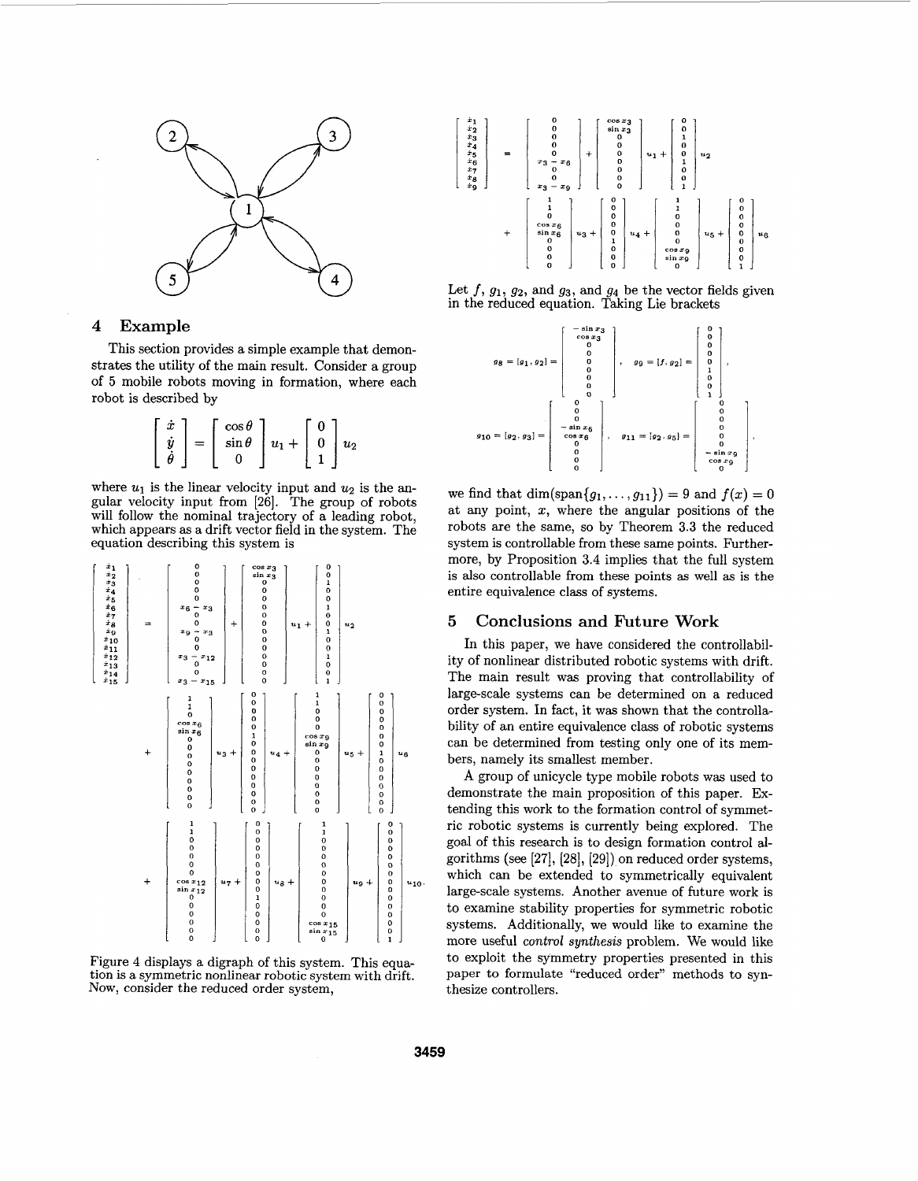## 4 Example

This section provides a simple example that demonstrates the utility of the main result. Consider a group of 5 mobile robots moving in formation, where each robot is described by

$$\begin{bmatrix} \dot{x} \\ \dot{y} \\ \dot{\theta} \end{bmatrix} = \begin{bmatrix} \cos\theta \\ \sin\theta \\ 0 \end{bmatrix} u_1 + \begin{bmatrix} 0 \\ 0 \\ 1 \end{bmatrix} u_2$$

where $u_1$ is the linear velocity input and $u_2$ is the angular velocity input from [26]. The group of robots will follow the nominal trajectory of a leading robot, which appears as a drift vector field in the system. The equation describing this system is

$$\begin{bmatrix} \dot{x}_1 \\ \dot{x}_2 \\ \dot{x}_3 \\ \dot{x}_4 \\ \dot{x}_5 \\ \dot{x}_6 \\ \dot{x}_7 \\ \dot{x}_8 \\ \dot{x}_9 \\ \dot{x}_{10} \\ \dot{x}_{11} \\ \dot{x}_{12} \\ \dot{x}_{13} \\ \dot{x}_{14} \\ \dot{x}_{15} \end{bmatrix} = \begin{bmatrix} 0 \\ 0 \\ 0 \\ 0 \\ 0 \\ x_6 - x_3 \\ 0 \\ 0 \\ x_9 - x_3 \\ 0 \\ 0 \\ x_3 - x_{12} \\ 0 \\ 0 \\ x_3 - x_{15} \end{bmatrix} + \begin{bmatrix} \cos x_3 \\ \sin x_3 \\ 0 \\ 0 \\ 0 \\ 0 \\ 0 \\ 0 \\ 0 \\ 0 \\ 0 \\ 0 \\ 0 \\ 0 \\ 0 \end{bmatrix} u_1 + \begin{bmatrix} 0 \\ 0 \\ 1 \\ 0 \\ 0 \\ 1 \\ 0 \\ 0 \\ 1 \\ 0 \\ 0 \\ 1 \\ 0 \\ 0 \\ 1 \end{bmatrix} u_2$$

$$+ \begin{bmatrix} 1 \\ 1 \\ 0 \\ \cos x_6 \\ \sin x_6 \\ 0 \\ 0 \\ 0 \\ 0 \\ 0 \\ 0 \\ 0 \\ 0 \\ 0 \\ 0 \end{bmatrix} u_3 + \begin{bmatrix} 0 \\ 0 \\ 0 \\ 0 \\ 0 \\ 1 \\ 0 \\ 0 \\ 0 \\ 0 \\ 0 \\ 0 \\ 0 \\ 0 \\ 0 \end{bmatrix} u_4 + \begin{bmatrix} 1 \\ 1 \\ 0 \\ 0 \\ 0 \\ 0 \\ \cos x_9 \\ \sin x_9 \\ 0 \\ 0 \\ 0 \\ 0 \\ 0 \\ 0 \\ 0 \end{bmatrix} u_5 + \begin{bmatrix} 0 \\ 0 \\ 0 \\ 0 \\ 0 \\ 0 \\ 0 \\ 0 \\ 1 \\ 0 \\ 0 \\ 0 \\ 0 \\ 0 \\ 0 \end{bmatrix} u_6$$

$$+ \begin{bmatrix} 1 \\ 1 \\ 0 \\ 0 \\ 0 \\ 0 \\ 0 \\ 0 \\ 0 \\ \cos x_{12} \\ \sin x_{12} \\ 0 \\ 0 \\ 0 \\ 0 \end{bmatrix} u_7 + \begin{bmatrix} 0 \\ 0 \\ 0 \\ 0 \\ 0 \\ 0 \\ 0 \\ 0 \\ 0 \\ 0 \\ 0 \\ 1 \\ 0 \\ 0 \\ 0 \end{bmatrix} u_8 + \begin{bmatrix} 1 \\ 1 \\ 0 \\ 0 \\ 0 \\ 0 \\ 0 \\ 0 \\ 0 \\ 0 \\ 0 \\ 0 \\ \cos x_{15} \\ \sin x_{15} \\ 0 \end{bmatrix} u_9 + \begin{bmatrix} 0 \\ 0 \\ 0 \\ 0 \\ 0 \\ 0 \\ 0 \\ 0 \\ 0 \\ 0 \\ 0 \\ 0 \\ 0 \\ 0 \\ 1 \end{bmatrix} u_{10}.$$

Figure 4 displays a digraph of this system. This equation is a symmetric nonlinear robotic system with drift. Now, consider the reduced order system,

$$\begin{bmatrix} \dot{x}_1 \\ \dot{x}_2 \\ \dot{x}_3 \\ \dot{x}_4 \\ \dot{x}_5 \\ \dot{x}_6 \\ \dot{x}_7 \\ \dot{x}_8 \\ \dot{x}_9 \end{bmatrix} = \begin{bmatrix} 0 \\ 0 \\ 0 \\ 0 \\ 0 \\ x_3 - x_6 \\ 0 \\ 0 \\ x_3 - x_9 \end{bmatrix} + \begin{bmatrix} \cos x_3 \\ \sin x_3 \\ 0 \\ 0 \\ 0 \\ 0 \\ 0 \\ 0 \\ 0 \end{bmatrix} u_1 + \begin{bmatrix} 0 \\ 0 \\ 1 \\ 0 \\ 0 \\ 1 \\ 0 \\ 0 \\ 1 \end{bmatrix} u_2$$

$$+ \begin{bmatrix} 1 \\ 1 \\ 0 \\ \cos x_6 \\ \sin x_6 \\ 0 \\ 0 \\ 0 \\ 0 \end{bmatrix} u_3 + \begin{bmatrix} 0 \\ 0 \\ 0 \\ 0 \\ 0 \\ 1 \\ 0 \\ 0 \\ 0 \end{bmatrix} u_4 + \begin{bmatrix} 1 \\ 1 \\ 0 \\ 0 \\ 0 \\ 0 \\ \cos x_9 \\ \sin x_9 \\ 0 \end{bmatrix} u_5 + \begin{bmatrix} 0 \\ 0 \\ 0 \\ 0 \\ 0 \\ 0 \\ 0 \\ 0 \\ 1 \end{bmatrix} u_6$$

Let $f$, $g_1$, $g_2$, and $g_3$, and $g_4$ be the vector fields given in the reduced equation. Taking Lie brackets

$$g_8 = [g_1, g_2] = \begin{bmatrix} -\sin x_3 \\ \cos x_3 \\ 0 \\ 0 \\ 0 \\ 0 \\ 0 \\ 0 \\ 0 \end{bmatrix}, \quad g_9 = [f, g_2] = \begin{bmatrix} 0 \\ 0 \\ 0 \\ 0 \\ 0 \\ 1 \\ 0 \\ 0 \\ 1 \end{bmatrix},$$

$$g_{10} = [g_2, g_3] = \begin{bmatrix} 0 \\ 0 \\ 0 \\ -\sin x_6 \\ \cos x_6 \\ 0 \\ 0 \\ 0 \\ 0 \end{bmatrix}, \quad g_{11} = [g_2, g_5] = \begin{bmatrix} 0 \\ 0 \\ 0 \\ 0 \\ 0 \\ 0 \\ -\sin x_9 \\ \cos x_9 \\ 0 \end{bmatrix},$$

we find that $\dim(\text{span}\{g_1, \ldots, g_{11}\}) = 9$ and $f(x) = 0$ at any point, $x$, where the angular positions of the robots are the same, so by Theorem 3.3 the reduced system is controllable from these same points. Furthermore, by Proposition 3.4 implies that the full system is also controllable from these points as well as is the entire equivalence class of systems.

## 5 Conclusions and Future Work

In this paper, we have considered the controllability of nonlinear distributed robotic systems with drift. The main result was proving that controllability of large-scale systems can be determined on a reduced order system. In fact, it was shown that the controllability of an entire equivalence class of robotic systems can be determined from testing only one of its members, namely its smallest member.

A group of unicycle type mobile robots was used to demonstrate the main proposition of this paper. Extending this work to the formation control of symmetric robotic systems is currently being explored. The goal of this research is to design formation control algorithms (see [27], [28], [29]) on reduced order systems, which can be extended to symmetrically equivalent large-scale systems. Another avenue of future work is to examine stability properties for symmetric robotic systems. Additionally, we would like to examine the more useful *control synthesis* problem. We would like to exploit the symmetry properties presented in this paper to formulate "reduced order" methods to synthesize controllers.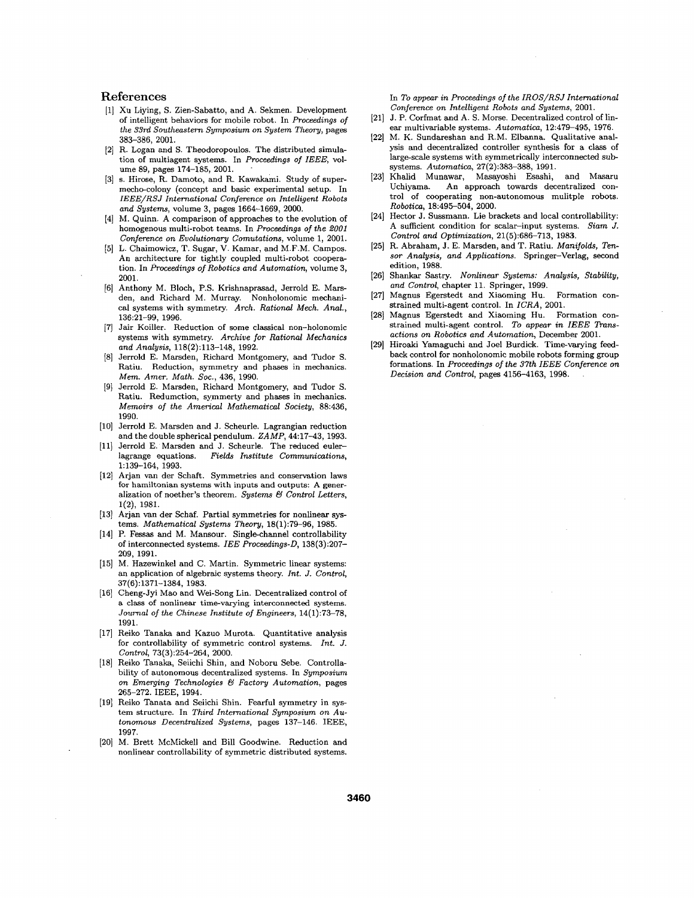## References

[1] Xu Liying, S. Zien-Sabatto, and A. Sekmen. Development of intelligent behaviors for mobile robot. In *Proceedings of the 33rd Southeastern Symposium on System Theory*, pages 383–386, 2001.

[2] R. Logan and S. Theodoropoulos. The distributed simulation of multiagent systems. In *Proceedings of IEEE*, volume 89, pages 174–185, 2001.

[3] s. Hirose, R. Damoto, and R. Kawakami. Study of supermecho-colony (concept and basic experimental setup. In *IEEE/RSJ International Conference on Intelligent Robots and Systems*, volume 3, pages 1664–1669, 2000.

[4] M. Quinn. A comparison of approaches to the evolution of homogenous multi-robot teams. In *Proceedings of the 2001 Conference on Evolutionary Comutations*, volume 1, 2001.

[5] L. Chaimowicz, T. Sugar, V. Kamar, and M.F.M. Campos. An architecture for tightly coupled multi-robot cooperation. In *Proceedings of Robotics and Automation*, volume 3, 2001.

[6] Anthony M. Bloch, P.S. Krishnaprasad, Jerrold E. Marsden, and Richard M. Murray. Nonholonomic mechanical systems with symmetry. *Arch. Rational Mech. Anal.*, 136:21–99, 1996.

[7] Jair Koiller. Reduction of some classical non-holonomic systems with symmetry. *Archive for Rational Mechanics and Analysis*, 118(2):113–148, 1992.

[8] Jerrold E. Marsden, Richard Montgomery, and Tudor S. Ratiu. Reduction, symmetry and phases in mechanics. *Mem. Amer. Math. Soc.*, 436, 1990.

[9] Jerrold E. Marsden, Richard Montgomery, and Tudor S. Ratiu. Redumction, symmerty and phases in mechanics. *Memoirs of the Americal Mathematical Society*, 88:436, 1990.

[10] Jerrold E. Marsden and J. Scheurle. Lagrangian reduction and the double spherical pendulum. *ZAMP*, 44:17–43, 1993.

[11] Jerrold E. Marsden and J. Scheurle. The reduced euler-lagrange equations. *Fields Institute Communications*, 1:139–164, 1993.

[12] Arjan van der Schaft. Symmetries and conservation laws for hamiltonian systems with inputs and outputs: A generalization of noether's theorem. *Systems & Control Letters*, 1(2), 1981.

[13] Arjan van der Schaf. Partial symmetries for nonlinear systems. *Mathematical Systems Theory*, 18(1):79–96, 1985.

[14] P. Fessas and M. Mansour. Single-channel controllability of interconnected systems. *IEE Proceedings-D*, 138(3):207–209, 1991.

[15] M. Hazewinkel and C. Martin. Symmetric linear systems: an application of algebraic systems theory. *Int. J. Control*, 37(6):1371–1384, 1983.

[16] Cheng-Jyi Mao and Wei-Song Lin. Decentralized control of a class of nonlinear time-varying interconnected systems. *Journal of the Chinese Institute of Engineers*, 14(1):73–78, 1991.

[17] Reiko Tanaka and Kazuo Murota. Quantitative analysis for controllability of symmetric control systems. *Int. J. Control*, 73(3):254–264, 2000.

[18] Reiko Tanaka, Seiichi Shin, and Noboru Sebe. Controllability of autonomous decentralized systems. In *Symposium on Emerging Technologies & Factory Automation*, pages 265–272. IEEE, 1994.

[19] Reiko Tanata and Seiichi Shin. Fearful symmetry in system structure. In *Third International Symposium on Autonomous Decentralized Systems*, pages 137–146. IEEE, 1997.

[20] M. Brett McMickell and Bill Goodwine. Reduction and nonlinear controllability of symmetric distributed systems. In *To appear in Proceedings of the IROS/RSJ International Conference on Intelligent Robots and Systems*, 2001.

[21] J. P. Corfmat and A. S. Morse. Decentralized control of linear multivariable systems. *Automatica*, 12:479–495, 1976.

[22] M. K. Sundareshan and R.M. Elbanna. Qualitative analysis and decentralized controller synthesis for a class of large-scale systems with symmetrically interconnected subsystems. *Automatica*, 27(2):383–388, 1991.

[23] Khalid Munawar, Masayoshi Esashi, and Masaru Uchiyama. An approach towards decentralized control of cooperating non-autonomous mulitple robots. *Robotica*, 18:495–504, 2000.

[24] Hector J. Sussmann. Lie brackets and local controllability: A sufficient condition for scalar-input systems. *Siam J. Control and Optimization*, 21(5):686–713, 1983.

[25] R. Abraham, J. E. Marsden, and T. Ratiu. *Manifolds, Tensor Analysis, and Applications*. Springer-Verlag, second edition, 1988.

[26] Shankar Sastry. *Nonlinear Systems: Analysis, Stability, and Control*, chapter 11. Springer, 1999.

[27] Magnus Egerstedt and Xiaoming Hu. Formation constrained multi-agent control. In *ICRA*, 2001.

[28] Magnus Egerstedt and Xiaoming Hu. Formation constrained multi-agent control. *To appear in IEEE Transactions on Robotics and Automation*, December 2001.

[29] Hiroaki Yamaguchi and Joel Burdick. Time-varying feedback control for nonholonomic mobile robots forming group formations. In *Proceedings of the 37th IEEE Conference on Decision and Control*, pages 4156–4163, 1998.